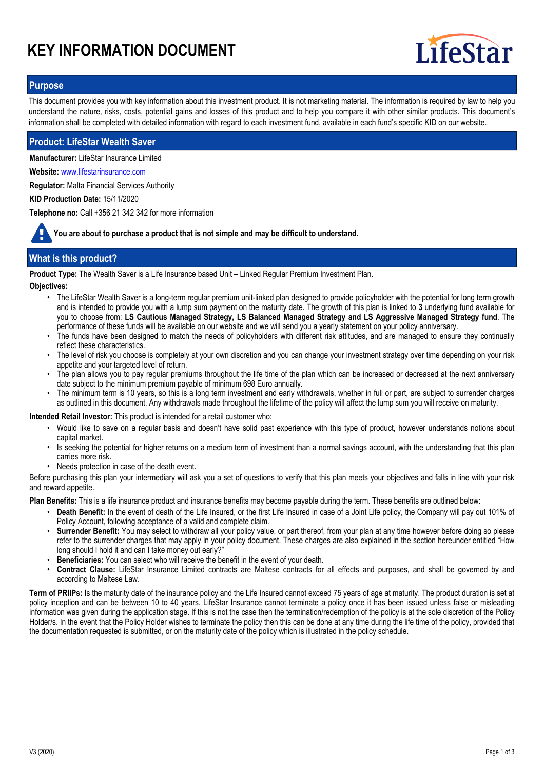# KEY INFORMATION DOCUMENT

LifeStar

## Purpose

This document provides you with key information about this investment product. It is not marketing material. The information is required by law to help you understand the nature, risks, costs, potential gains and losses of this product and to help you compare it with other similar products. This document's information shall be completed with detailed information with regard to each investment fund, available in each fund's specific KID on our website.

## Product: LifeStar Wealth Saver

**Manufacturer:** LifeStar Insurance Limited

**Website:** www.lifestarinsurance.com

**Regulator:** Malta Financial Services Authority

**KID Production Date:** 15/11/2020

**Telephone no:** Call +356 21 342 342 for more information

**You are about to purchase a product that is not simple and may be difficult to understand.**

## What is this product?

**Product Type:** The Wealth Saver is a Life Insurance based Unit – Linked Regular Premium Investment Plan.

**Objectives:**

- The LifeStar Wealth Saver is a long-term regular premium unit-linked plan designed to provide policyholder with the potential for long term growth and is intended to provide you with a lump sum payment on the maturity date. The growth of this plan is linked to **3** underlying fund available for you to choose from: **LS Cautious Managed Strategy, LS Balanced Managed Strategy and LS Aggressive Managed Strategy fund**. The performance of these funds will be available on our website and we will send you a yearly statement on your policy anniversary.
- The funds have been designed to match the needs of policyholders with different risk attitudes, and are managed to ensure they continually reflect these characteristics.
- The level of risk you choose is completely at your own discretion and you can change your investment strategy over time depending on your risk appetite and your targeted level of return.
- The plan allows you to pay regular premiums throughout the life time of the plan which can be increased or decreased at the next anniversary date subject to the minimum premium payable of minimum 698 Euro annually.
- The minimum term is 10 years, so this is a long term investment and early withdrawals, whether in full or part, are subject to surrender charges as outlined in this document. Any withdrawals made throughout the lifetime of the policy will affect the lump sum you will receive on maturity.

**Intended Retail Investor:** This product is intended for a retail customer who:

- Would like to save on a regular basis and doesn't have solid past experience with this type of product, however understands notions about capital market.
- Is seeking the potential for higher returns on a medium term of investment than a normal savings account, with the understanding that this plan carries more risk.
- Needs protection in case of the death event.

Before purchasing this plan your intermediary will ask you a set of questions to verify that this plan meets your objectives and falls in line with your risk and reward appetite.

**Plan Benefits:** This is a life insurance product and insurance benefits may become payable during the term. These benefits are outlined below:

- **Death Benefit:** In the event of death of the Life Insured, or the first Life Insured in case of a Joint Life policy, the Company will pay out 101% of Policy Account, following acceptance of a valid and complete claim.
- **Surrender Benefit:** You may select to withdraw all your policy value, or part thereof, from your plan at any time however before doing so please refer to the surrender charges that may apply in your policy document. These charges are also explained in the section hereunder entitled "How long should I hold it and can I take money out early?"
- **Beneficiaries:** You can select who will receive the benefit in the event of your death.
- **Contract Clause:** LifeStar Insurance Limited contracts are Maltese contracts for all effects and purposes, and shall be governed by and according to Maltese Law.

**Term of PRIIPs:** Is the maturity date of the insurance policy and the Life Insured cannot exceed 75 years of age at maturity. The product duration is set at policy inception and can be between 10 to 40 years. LifeStar Insurance cannot terminate a policy once it has been issued unless false or misleading information was given during the application stage. If this is not the case then the termination/redemption of the policy is at the sole discretion of the Policy Holder/s. In the event that the Policy Holder wishes to terminate the policy then this can be done at any time during the life time of the policy, provided that the documentation requested is submitted, or on the maturity date of the policy which is illustrated in the policy schedule.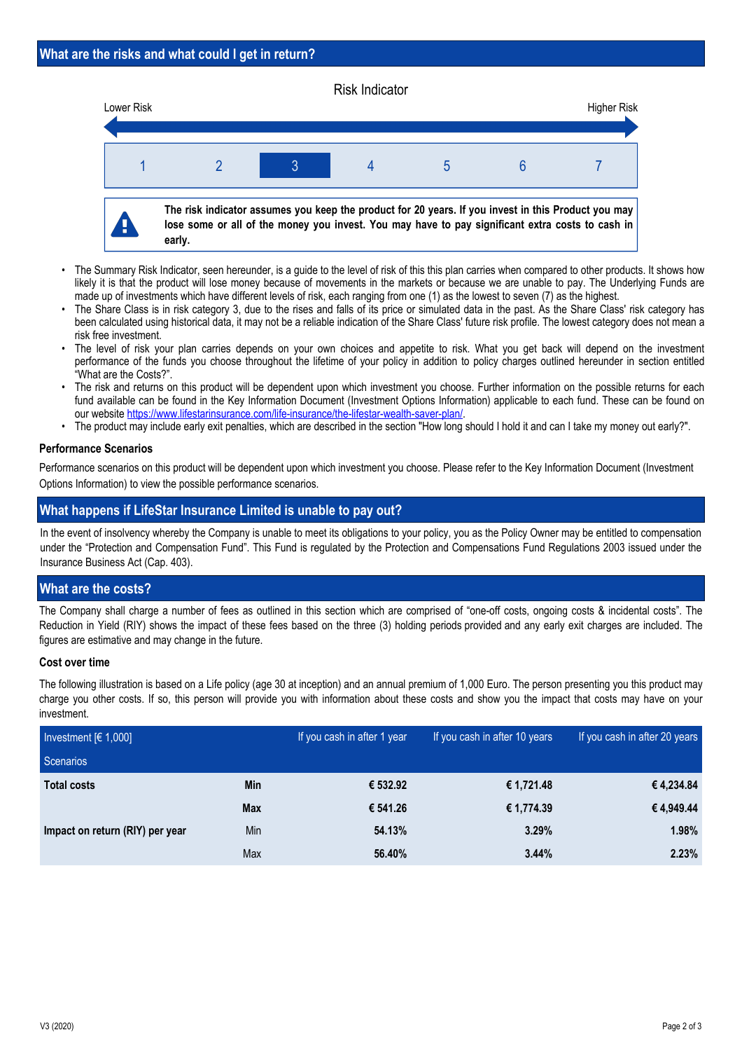## What are the risks and what could I get in return?

Risk Indicator

Lower Risk — Higher Risk

| 1 | 2 | **3** | 4 | 5 | 6 | 7 |
|---|---|---|---|---|---|---|

**The risk indicator assumes you keep the product for 20 years. If you invest in this Product you may lose some or all of the money you invest. You may have to pay significant extra costs to cash in early.**

- The Summary Risk Indicator, seen hereunder, is a guide to the level of risk of this this plan carries when compared to other products. It shows how likely it is that the product will lose money because of movements in the markets or because we are unable to pay. The Underlying Funds are made up of investments which have different levels of risk, each ranging from one (1) as the lowest to seven (7) as the highest.
- The Share Class is in risk category 3, due to the rises and falls of its price or simulated data in the past. As the Share Class' risk category has been calculated using historical data, it may not be a reliable indication of the Share Class' future risk profile. The lowest category does not mean a risk free investment.
- The level of risk your plan carries depends on your own choices and appetite to risk. What you get back will depend on the investment performance of the funds you choose throughout the lifetime of your policy in addition to policy charges outlined hereunder in section entitled "What are the Costs?".
- The risk and returns on this product will be dependent upon which investment you choose. Further information on the possible returns for each fund available can be found in the Key Information Document (Investment Options Information) applicable to each fund. These can be found on our website https://www.lifestarinsurance.com/life-insurance/the-lifestar-wealth-saver-plan/.
- The product may include early exit penalties, which are described in the section "How long should I hold it and can I take my money out early?".

### Performance Scenarios

Performance scenarios on this product will be dependent upon which investment you choose. Please refer to the Key Information Document (Investment Options Information) to view the possible performance scenarios.

## What happens if LifeStar Insurance Limited is unable to pay out?

In the event of insolvency whereby the Company is unable to meet its obligations to your policy, you as the Policy Owner may be entitled to compensation under the "Protection and Compensation Fund". This Fund is regulated by the Protection and Compensations Fund Regulations 2003 issued under the Insurance Business Act (Cap. 403).

## What are the costs?

The Company shall charge a number of fees as outlined in this section which are comprised of "one-off costs, ongoing costs & incidental costs". The Reduction in Yield (RIY) shows the impact of these fees based on the three (3) holding periods provided and any early exit charges are included. The figures are estimative and may change in the future.

### Cost over time

The following illustration is based on a Life policy (age 30 at inception) and an annual premium of 1,000 Euro. The person presenting you this product may charge you other costs. If so, this person will provide you with information about these costs and show you the impact that costs may have on your investment.

| Investment [€ 1,000]<br>Scenarios | | If you cash in after 1 year | If you cash in after 10 years | If you cash in after 20 years |
|---|---|---|---|---|
| **Total costs** | **Min** | **€ 532.92** | **€ 1,721.48** | **€ 4,234.84** |
| | **Max** | **€ 541.26** | **€ 1,774.39** | **€ 4,949.44** |
| **Impact on return (RIY) per year** | Min | **54.13%** | **3.29%** | **1.98%** |
| | Max | **56.40%** | **3.44%** | **2.23%** |

V3 (2020)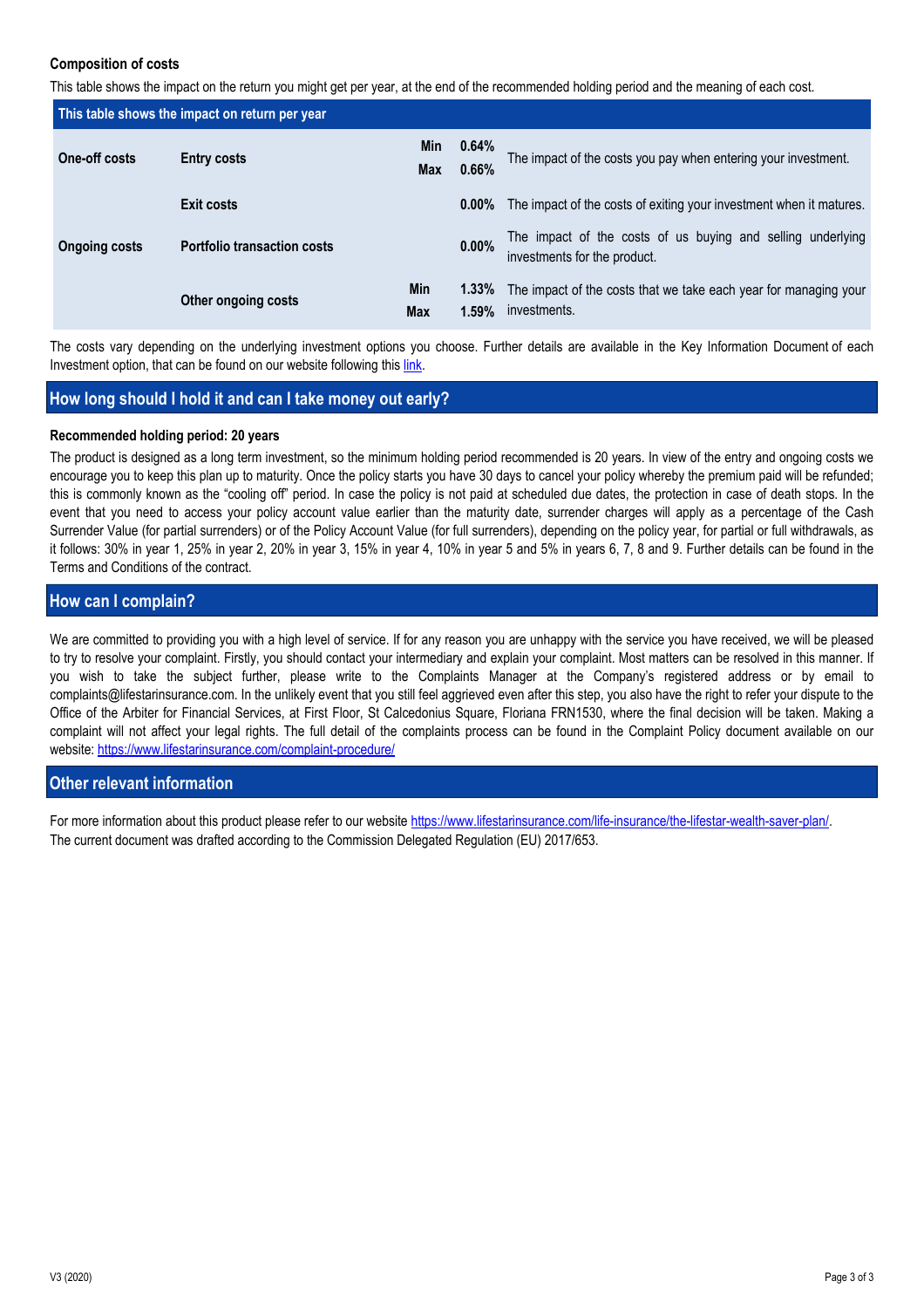**Composition of costs**

This table shows the impact on the return you might get per year, at the end of the recommended holding period and the meaning of each cost.

| This table shows the impact on return per year | | | | |
|---|---|---|---|---|
| One-off costs | Entry costs | Min<br>Max | 0.64%<br>0.66% | The impact of the costs you pay when entering your investment. |
| | Exit costs | | 0.00% | The impact of the costs of exiting your investment when it matures. |
| Ongoing costs | Portfolio transaction costs | | 0.00% | The impact of the costs of us buying and selling underlying investments for the product. |
| | Other ongoing costs | Min<br>Max | 1.33%<br>1.59% | The impact of the costs that we take each year for managing your investments. |

The costs vary depending on the underlying investment options you choose. Further details are available in the Key Information Document of each Investment option, that can be found on our website following this link.

## How long should I hold it and can I take money out early?

**Recommended holding period: 20 years**

The product is designed as a long term investment, so the minimum holding period recommended is 20 years. In view of the entry and ongoing costs we encourage you to keep this plan up to maturity. Once the policy starts you have 30 days to cancel your policy whereby the premium paid will be refunded; this is commonly known as the "cooling off" period. In case the policy is not paid at scheduled due dates, the protection in case of death stops. In the event that you need to access your policy account value earlier than the maturity date, surrender charges will apply as a percentage of the Cash Surrender Value (for partial surrenders) or of the Policy Account Value (for full surrenders), depending on the policy year, for partial or full withdrawals, as it follows: 30% in year 1, 25% in year 2, 20% in year 3, 15% in year 4, 10% in year 5 and 5% in years 6, 7, 8 and 9. Further details can be found in the Terms and Conditions of the contract.

## How can I complain?

We are committed to providing you with a high level of service. If for any reason you are unhappy with the service you have received, we will be pleased to try to resolve your complaint. Firstly, you should contact your intermediary and explain your complaint. Most matters can be resolved in this manner. If you wish to take the subject further, please write to the Complaints Manager at the Company's registered address or by email to complaints@lifestarinsurance.com. In the unlikely event that you still feel aggrieved even after this step, you also have the right to refer your dispute to the Office of the Arbiter for Financial Services, at First Floor, St Calcedonius Square, Floriana FRN1530, where the final decision will be taken. Making a complaint will not affect your legal rights. The full detail of the complaints process can be found in the Complaint Policy document available on our website: https://www.lifestarinsurance.com/complaint-procedure/

## Other relevant information

For more information about this product please refer to our website https://www.lifestarinsurance.com/life-insurance/the-lifestar-wealth-saver-plan/.
The current document was drafted according to the Commission Delegated Regulation (EU) 2017/653.

V3 (2020)